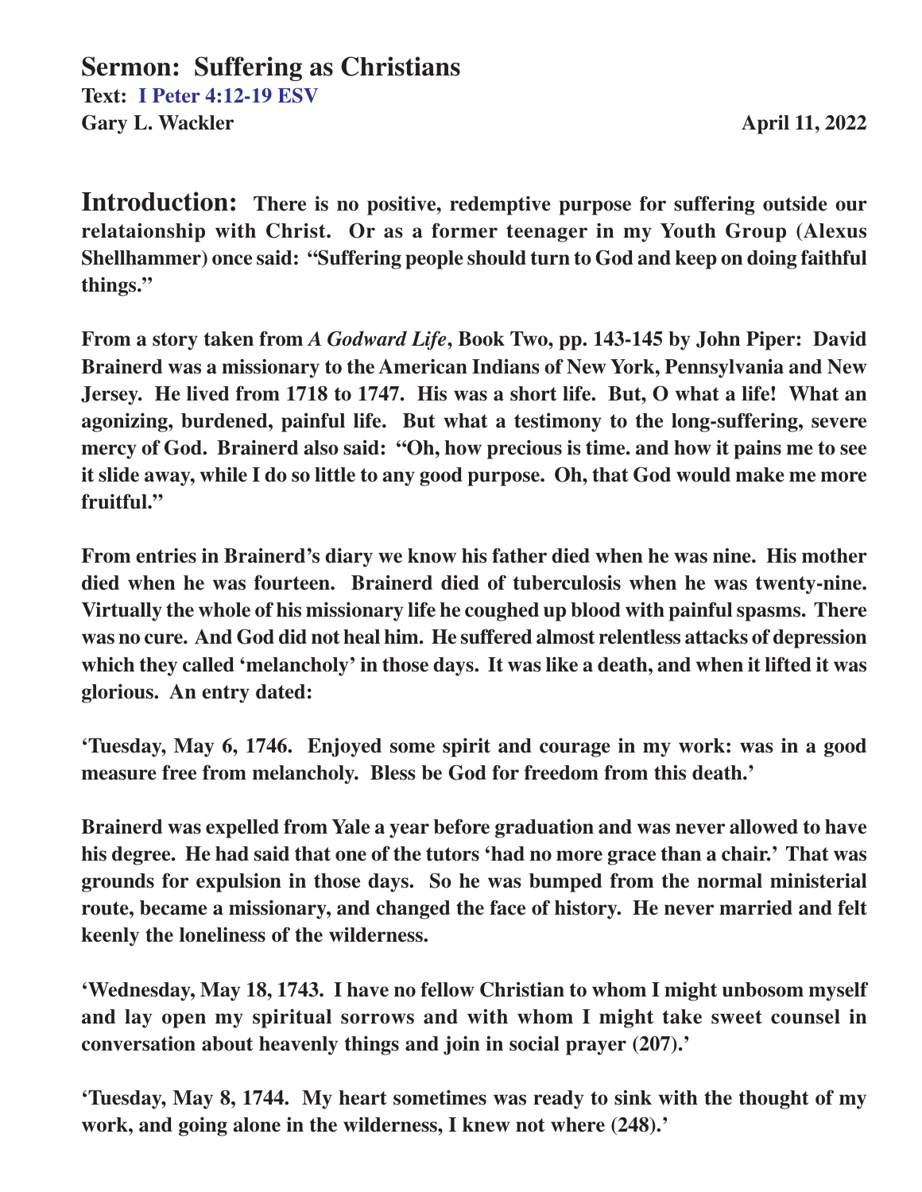# Sermon: Suffering as Christians

**Text: I Peter 4:12-19 ESV**

**Gary L. Wackler** **April 11, 2022**

**Introduction:** **There is no positive, redemptive purpose for suffering outside our relataionship with Christ. Or as a former teenager in my Youth Group (Alexus Shellhammer) once said: "Suffering people should turn to God and keep on doing faithful things."**

**From a story taken from *A Godward Life*, Book Two, pp. 143-145 by John Piper: David Brainerd was a missionary to the American Indians of New York, Pennsylvania and New Jersey. He lived from 1718 to 1747. His was a short life. But, O what a life! What an agonizing, burdened, painful life. But what a testimony to the long-suffering, severe mercy of God. Brainerd also said: "Oh, how precious is time. and how it pains me to see it slide away, while I do so little to any good purpose. Oh, that God would make me more fruitful."**

**From entries in Brainerd's diary we know his father died when he was nine. His mother died when he was fourteen. Brainerd died of tuberculosis when he was twenty-nine. Virtually the whole of his missionary life he coughed up blood with painful spasms. There was no cure. And God did not heal him. He suffered almost relentless attacks of depression which they called 'melancholy' in those days. It was like a death, and when it lifted it was glorious. An entry dated:**

**'Tuesday, May 6, 1746. Enjoyed some spirit and courage in my work: was in a good measure free from melancholy. Bless be God for freedom from this death.'**

**Brainerd was expelled from Yale a year before graduation and was never allowed to have his degree. He had said that one of the tutors 'had no more grace than a chair.' That was grounds for expulsion in those days. So he was bumped from the normal ministerial route, became a missionary, and changed the face of history. He never married and felt keenly the loneliness of the wilderness.**

**'Wednesday, May 18, 1743. I have no fellow Christian to whom I might unbosom myself and lay open my spiritual sorrows and with whom I might take sweet counsel in conversation about heavenly things and join in social prayer (207).'**

**'Tuesday, May 8, 1744. My heart sometimes was ready to sink with the thought of my work, and going alone in the wilderness, I knew not where (248).'**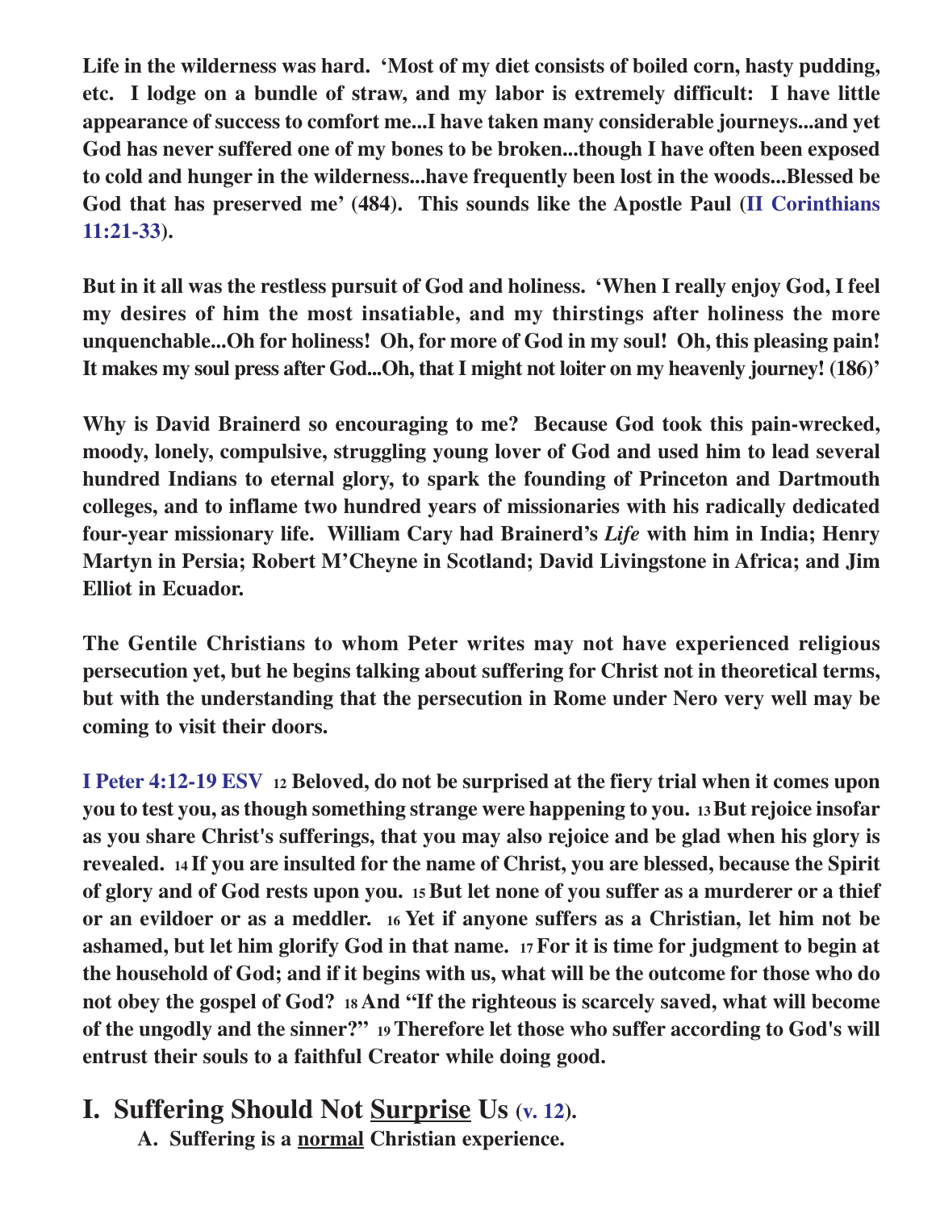**Life in the wilderness was hard. 'Most of my diet consists of boiled corn, hasty pudding, etc. I lodge on a bundle of straw, and my labor is extremely difficult: I have little appearance of success to comfort me...I have taken many considerable journeys...and yet God has never suffered one of my bones to be broken...though I have often been exposed to cold and hunger in the wilderness...have frequently been lost in the woods...Blessed be God that has preserved me' (484). This sounds like the Apostle Paul (II Corinthians 11:21-33).**

**But in it all was the restless pursuit of God and holiness. 'When I really enjoy God, I feel my desires of him the most insatiable, and my thirstings after holiness the more unquenchable...Oh for holiness! Oh, for more of God in my soul! Oh, this pleasing pain! It makes my soul press after God...Oh, that I might not loiter on my heavenly journey! (186)'**

**Why is David Brainerd so encouraging to me? Because God took this pain-wrecked, moody, lonely, compulsive, struggling young lover of God and used him to lead several hundred Indians to eternal glory, to spark the founding of Princeton and Dartmouth colleges, and to inflame two hundred years of missionaries with his radically dedicated four-year missionary life. William Cary had Brainerd's *Life* with him in India; Henry Martyn in Persia; Robert M'Cheyne in Scotland; David Livingstone in Africa; and Jim Elliot in Ecuador.**

**The Gentile Christians to whom Peter writes may not have experienced religious persecution yet, but he begins talking about suffering for Christ not in theoretical terms, but with the understanding that the persecution in Rome under Nero very well may be coming to visit their doors.**

**I Peter 4:12-19 ESV 12 Beloved, do not be surprised at the fiery trial when it comes upon you to test you, as though something strange were happening to you. 13 But rejoice insofar as you share Christ's sufferings, that you may also rejoice and be glad when his glory is revealed. 14 If you are insulted for the name of Christ, you are blessed, because the Spirit of glory and of God rests upon you. 15 But let none of you suffer as a murderer or a thief or an evildoer or as a meddler. 16 Yet if anyone suffers as a Christian, let him not be ashamed, but let him glorify God in that name. 17 For it is time for judgment to begin at the household of God; and if it begins with us, what will be the outcome for those who do not obey the gospel of God? 18 And "If the righteous is scarcely saved, what will become of the ungodly and the sinner?" 19 Therefore let those who suffer according to God's will entrust their souls to a faithful Creator while doing good.**

## I. Suffering Should Not <u>Surprise</u> Us (v. 12).

**A. Suffering is a <u>normal</u> Christian experience.**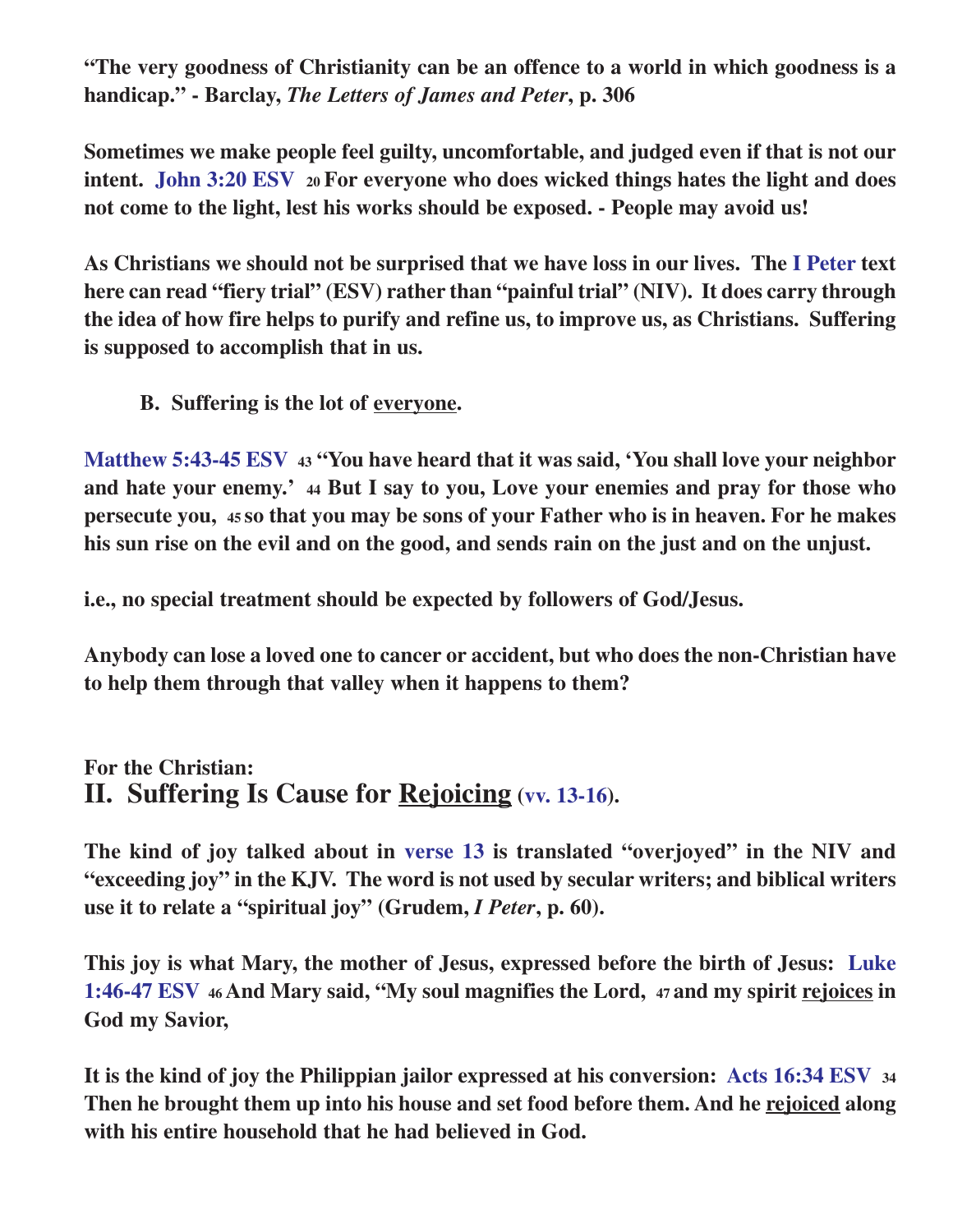**"The very goodness of Christianity can be an offence to a world in which goodness is a handicap." - Barclay, *The Letters of James and Peter*, p. 306**

**Sometimes we make people feel guilty, uncomfortable, and judged even if that is not our intent. John 3:20 ESV 20 For everyone who does wicked things hates the light and does not come to the light, lest his works should be exposed. - People may avoid us!**

**As Christians we should not be surprised that we have loss in our lives. The I Peter text here can read "fiery trial" (ESV) rather than "painful trial" (NIV). It does carry through the idea of how fire helps to purify and refine us, to improve us, as Christians. Suffering is supposed to accomplish that in us.**

**B. Suffering is the lot of <u>everyone</u>.**

**Matthew 5:43-45 ESV 43 "You have heard that it was said, 'You shall love your neighbor and hate your enemy.' 44 But I say to you, Love your enemies and pray for those who persecute you, 45 so that you may be sons of your Father who is in heaven. For he makes his sun rise on the evil and on the good, and sends rain on the just and on the unjust.**

**i.e., no special treatment should be expected by followers of God/Jesus.**

**Anybody can lose a loved one to cancer or accident, but who does the non-Christian have to help them through that valley when it happens to them?**

**For the Christian:**

## II. Suffering Is Cause for <u>Rejoicing</u> (vv. 13-16).

**The kind of joy talked about in verse 13 is translated "overjoyed" in the NIV and "exceeding joy" in the KJV. The word is not used by secular writers; and biblical writers use it to relate a "spiritual joy" (Grudem, *I Peter*, p. 60).**

**This joy is what Mary, the mother of Jesus, expressed before the birth of Jesus: Luke 1:46-47 ESV 46 And Mary said, "My soul magnifies the Lord, 47 and my spirit <u>rejoices</u> in God my Savior,**

**It is the kind of joy the Philippian jailor expressed at his conversion: Acts 16:34 ESV 34 Then he brought them up into his house and set food before them. And he <u>rejoiced</u> along with his entire household that he had believed in God.**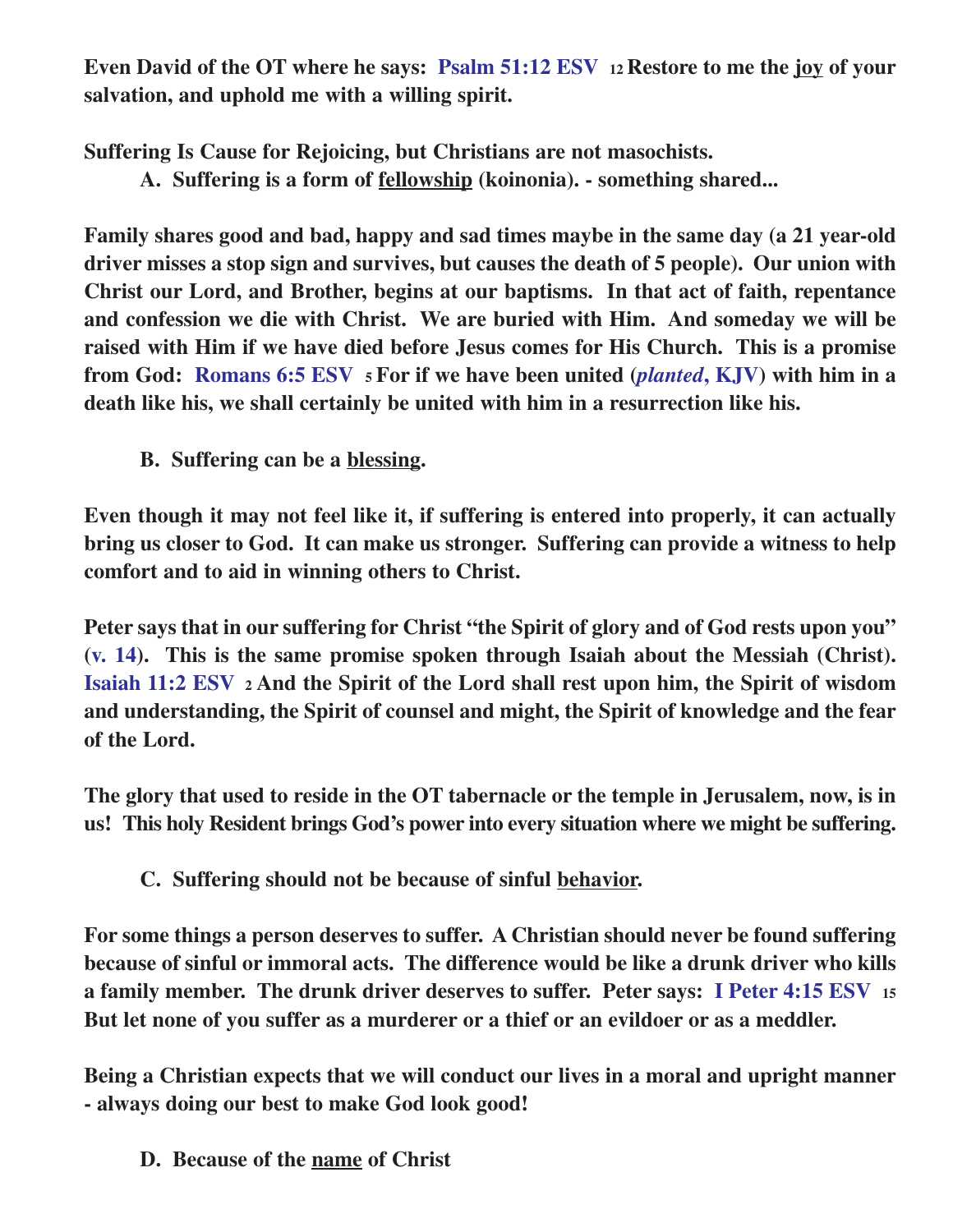**Even David of the OT where he says: Psalm 51:12 ESV 12 Restore to me the <u>joy</u> of your salvation, and uphold me with a willing spirit.**

**Suffering Is Cause for Rejoicing, but Christians are not masochists.**

**A. Suffering is a form of <u>fellowship</u> (koinonia). - something shared...**

**Family shares good and bad, happy and sad times maybe in the same day (a 21 year-old driver misses a stop sign and survives, but causes the death of 5 people). Our union with Christ our Lord, and Brother, begins at our baptisms. In that act of faith, repentance and confession we die with Christ. We are buried with Him. And someday we will be raised with Him if we have died before Jesus comes for His Church. This is a promise from God: Romans 6:5 ESV 5 For if we have been united (*planted*, KJV) with him in a death like his, we shall certainly be united with him in a resurrection like his.**

**B. Suffering can be a <u>blessing</u>.**

**Even though it may not feel like it, if suffering is entered into properly, it can actually bring us closer to God. It can make us stronger. Suffering can provide a witness to help comfort and to aid in winning others to Christ.**

**Peter says that in our suffering for Christ "the Spirit of glory and of God rests upon you" (v. 14). This is the same promise spoken through Isaiah about the Messiah (Christ). Isaiah 11:2 ESV 2 And the Spirit of the Lord shall rest upon him, the Spirit of wisdom and understanding, the Spirit of counsel and might, the Spirit of knowledge and the fear of the Lord.**

**The glory that used to reside in the OT tabernacle or the temple in Jerusalem, now, is in us! This holy Resident brings God's power into every situation where we might be suffering.**

**C. Suffering should not be because of sinful <u>behavior</u>.**

**For some things a person deserves to suffer. A Christian should never be found suffering because of sinful or immoral acts. The difference would be like a drunk driver who kills a family member. The drunk driver deserves to suffer. Peter says: I Peter 4:15 ESV 15 But let none of you suffer as a murderer or a thief or an evildoer or as a meddler.**

**Being a Christian expects that we will conduct our lives in a moral and upright manner - always doing our best to make God look good!**

**D. Because of the <u>name</u> of Christ**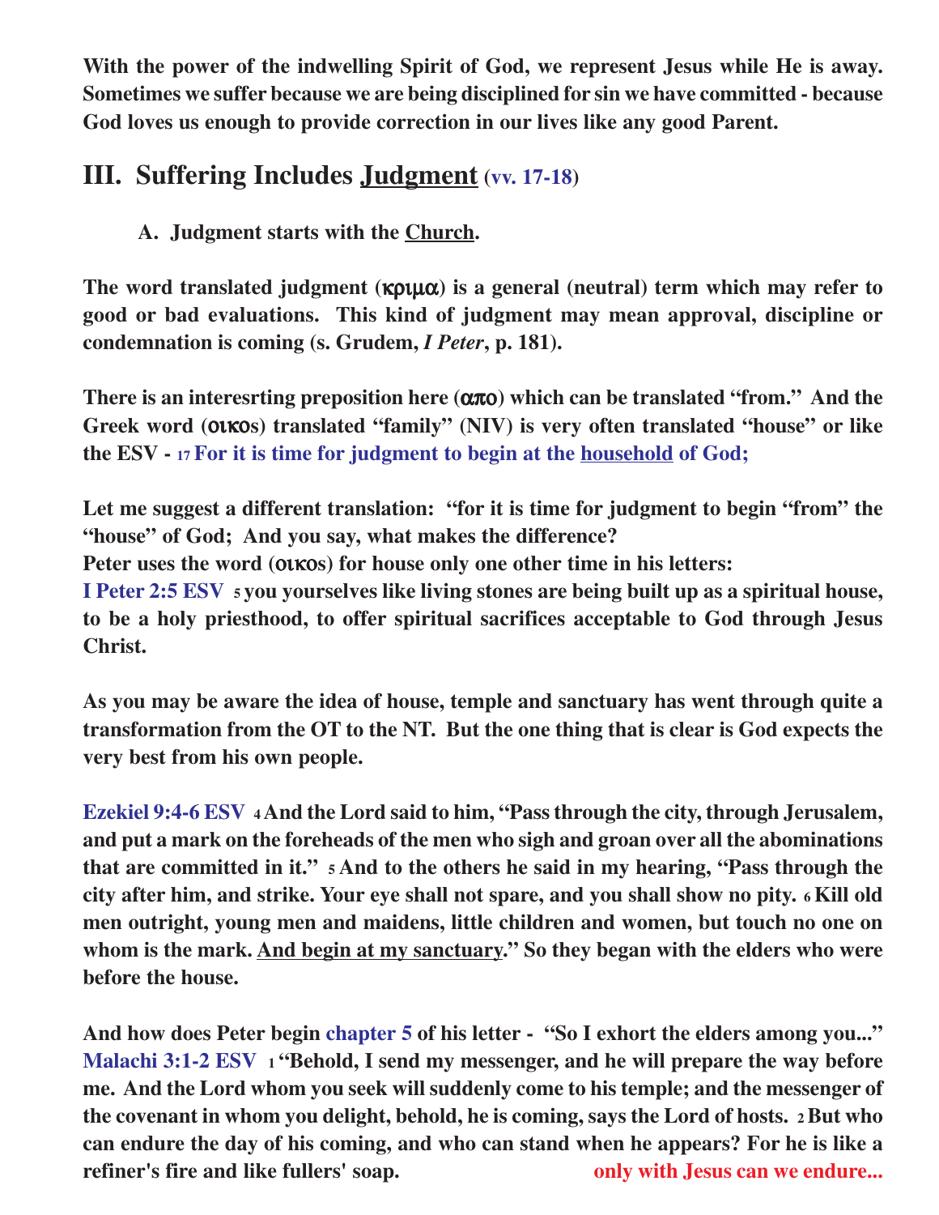**With the power of the indwelling Spirit of God, we represent Jesus while He is away. Sometimes we suffer because we are being disciplined for sin we have committed - because God loves us enough to provide correction in our lives like any good Parent.**

## III. Suffering Includes Judgment (vv. 17-18)

### A. Judgment starts with the Church.

**The word translated judgment (κριμα) is a general (neutral) term which may refer to good or bad evaluations. This kind of judgment may mean approval, discipline or condemnation is coming (s. Grudem, *I Peter*, p. 181).**

**There is an interesrting preposition here (απο) which can be translated "from." And the Greek word (οικοs) translated "family" (NIV) is very often translated "house" or like the ESV - 17 For it is time for judgment to begin at the household of God;**

**Let me suggest a different translation: "for it is time for judgment to begin "from" the "house" of God; And you say, what makes the difference?**
**Peter uses the word (οικοs) for house only one other time in his letters:**
**I Peter 2:5 ESV 5 you yourselves like living stones are being built up as a spiritual house, to be a holy priesthood, to offer spiritual sacrifices acceptable to God through Jesus Christ.**

**As you may be aware the idea of house, temple and sanctuary has went through quite a transformation from the OT to the NT. But the one thing that is clear is God expects the very best from his own people.**

**Ezekiel 9:4-6 ESV 4 And the Lord said to him, "Pass through the city, through Jerusalem, and put a mark on the foreheads of the men who sigh and groan over all the abominations that are committed in it." 5 And to the others he said in my hearing, "Pass through the city after him, and strike. Your eye shall not spare, and you shall show no pity. 6 Kill old men outright, young men and maidens, little children and women, but touch no one on whom is the mark. And begin at my sanctuary." So they began with the elders who were before the house.**

**And how does Peter begin chapter 5 of his letter - "So I exhort the elders among you..."**
**Malachi 3:1-2 ESV 1 "Behold, I send my messenger, and he will prepare the way before me. And the Lord whom you seek will suddenly come to his temple; and the messenger of the covenant in whom you delight, behold, he is coming, says the Lord of hosts. 2 But who can endure the day of his coming, and who can stand when he appears? For he is like a refiner's fire and like fullers' soap.** **only with Jesus can we endure...**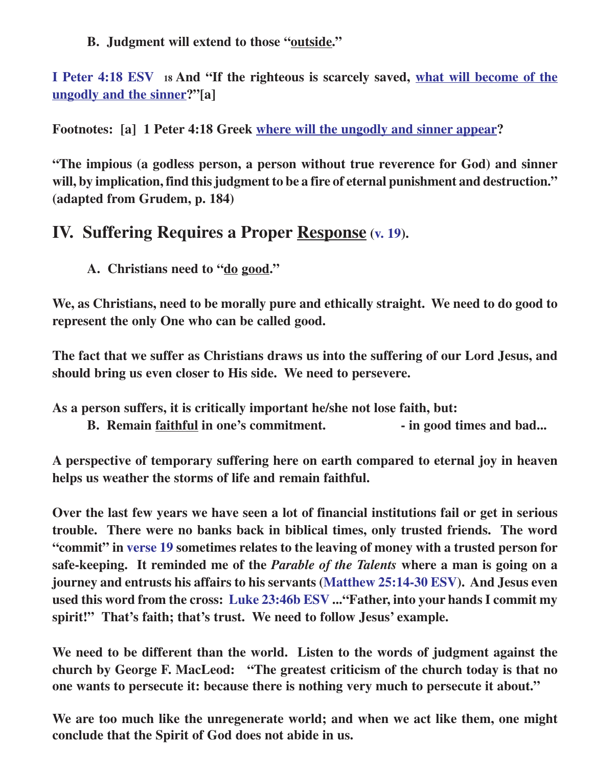**B. Judgment will extend to those "<u>outside</u>."**

**I Peter 4:18 ESV** **18 And "If the righteous is scarcely saved, <u>what will become of the ungodly and the sinner</u>?"[a]**

**Footnotes: [a] 1 Peter 4:18 Greek <u>where will the ungodly and sinner appear</u>?**

**"The impious (a godless person, a person without true reverence for God) and sinner will, by implication, find this judgment to be a fire of eternal punishment and destruction." (adapted from Grudem, p. 184)**

## IV. Suffering Requires a Proper <u>Response</u> (v. 19).

**A. Christians need to "<u>do</u> <u>good</u>."**

**We, as Christians, need to be morally pure and ethically straight. We need to do good to represent the only One who can be called good.**

**The fact that we suffer as Christians draws us into the suffering of our Lord Jesus, and should bring us even closer to His side. We need to persevere.**

**As a person suffers, it is critically important he/she not lose faith, but:**

**B. Remain <u>faithful</u> in one's commitment. - in good times and bad...**

**A perspective of temporary suffering here on earth compared to eternal joy in heaven helps us weather the storms of life and remain faithful.**

**Over the last few years we have seen a lot of financial institutions fail or get in serious trouble. There were no banks back in biblical times, only trusted friends. The word "commit" in verse 19 sometimes relates to the leaving of money with a trusted person for safe-keeping. It reminded me of the *Parable of the Talents* where a man is going on a journey and entrusts his affairs to his servants (Matthew 25:14-30 ESV). And Jesus even used this word from the cross: Luke 23:46b ESV ..."Father, into your hands I commit my spirit!" That's faith; that's trust. We need to follow Jesus' example.**

**We need to be different than the world. Listen to the words of judgment against the church by George F. MacLeod: "The greatest criticism of the church today is that no one wants to persecute it: because there is nothing very much to persecute it about."**

**We are too much like the unregenerate world; and when we act like them, one might conclude that the Spirit of God does not abide in us.**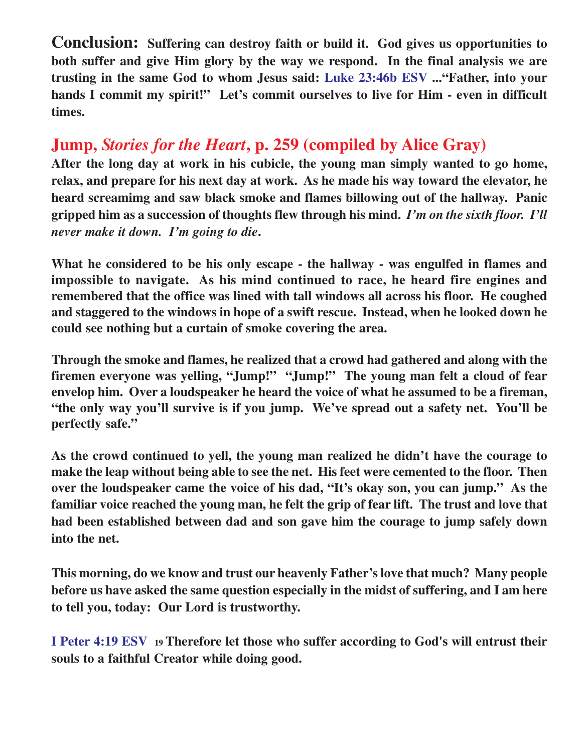**Conclusion: Suffering can destroy faith or build it. God gives us opportunities to both suffer and give Him glory by the way we respond. In the final analysis we are trusting in the same God to whom Jesus said: Luke 23:46b ESV ..."Father, into your hands I commit my spirit!" Let's commit ourselves to live for Him - even in difficult times.**

## Jump, *Stories for the Heart*, p. 259 (compiled by Alice Gray)

**After the long day at work in his cubicle, the young man simply wanted to go home, relax, and prepare for his next day at work. As he made his way toward the elevator, he heard screamimg and saw black smoke and flames billowing out of the hallway. Panic gripped him as a succession of thoughts flew through his mind. *I'm on the sixth floor. I'll never make it down. I'm going to die*.**

**What he considered to be his only escape - the hallway - was engulfed in flames and impossible to navigate. As his mind continued to race, he heard fire engines and remembered that the office was lined with tall windows all across his floor. He coughed and staggered to the windows in hope of a swift rescue. Instead, when he looked down he could see nothing but a curtain of smoke covering the area.**

**Through the smoke and flames, he realized that a crowd had gathered and along with the firemen everyone was yelling, "Jump!" "Jump!" The young man felt a cloud of fear envelop him. Over a loudspeaker he heard the voice of what he assumed to be a fireman, "the only way you'll survive is if you jump. We've spread out a safety net. You'll be perfectly safe."**

**As the crowd continued to yell, the young man realized he didn't have the courage to make the leap without being able to see the net. His feet were cemented to the floor. Then over the loudspeaker came the voice of his dad, "It's okay son, you can jump." As the familiar voice reached the young man, he felt the grip of fear lift. The trust and love that had been established between dad and son gave him the courage to jump safely down into the net.**

**This morning, do we know and trust our heavenly Father's love that much? Many people before us have asked the same question especially in the midst of suffering, and I am here to tell you, today: Our Lord is trustworthy.**

**I Peter 4:19 ESV 19 Therefore let those who suffer according to God's will entrust their souls to a faithful Creator while doing good.**